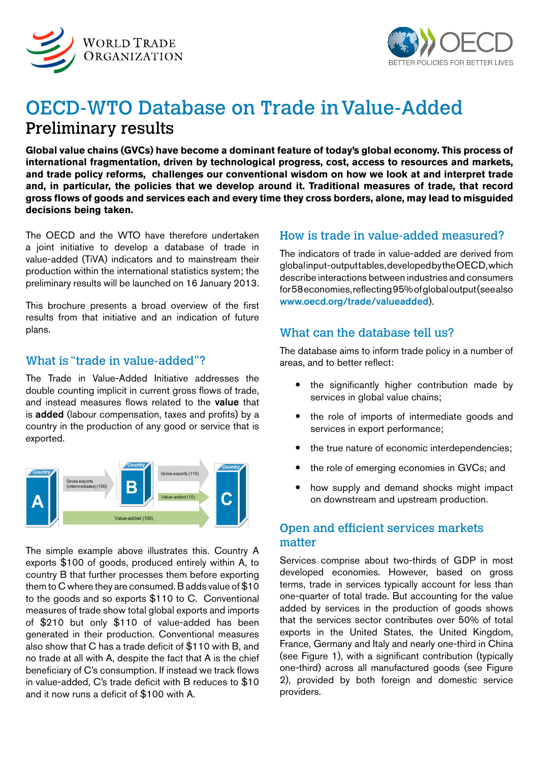# OECD-WTO Database on Trade in Value-Added

## Preliminary results

**Global value chains (GVCs) have become a dominant feature of today's global economy. This process of international fragmentation, driven by technological progress, cost, access to resources and markets, and trade policy reforms, challenges our conventional wisdom on how we look at and interpret trade and, in particular, the policies that we develop around it. Traditional measures of trade, that record gross flows of goods and services each and every time they cross borders, alone, may lead to misguided decisions being taken.**

The OECD and the WTO have therefore undertaken a joint initiative to develop a database of trade in value-added (TiVA) indicators and to mainstream their production within the international statistics system; the preliminary results will be launched on 16 January 2013.

This brochure presents a broad overview of the first results from that initiative and an indication of future plans.

### What is "trade in value-added"?

The Trade in Value-Added Initiative addresses the double counting implicit in current gross flows of trade, and instead measures flows related to the **value** that is **added** (labour compensation, taxes and profits) by a country in the production of any good or service that is exported.

Country A → Gross exports (intermediates) (100) → Country B → Gross exports (110) → Country C

Value-added (10) (B to C); Value-added (100) (A to C)

The simple example above illustrates this. Country A exports $100 of goods, produced entirely within A, to country B that further processes them before exporting them to C where they are consumed. B adds value of $10 to the goods and so exports $110 to C. Conventional measures of trade show total global exports and imports of $210 but only $110 of value-added has been generated in their production. Conventional measures also show that C has a trade deficit of $110 with B, and no trade at all with A, despite the fact that A is the chief beneficiary of C's consumption. If instead we track flows in value-added, C's trade deficit with B reduces to $10 and it now runs a deficit of $100 with A.

### How is trade in value-added measured?

The indicators of trade in value-added are derived from global input-output tables, developed by the OECD, which describe interactions between industries and consumers for 58 economies, reflecting 95% of global output (see also www.oecd.org/trade/valueadded).

### What can the database tell us?

The database aims to inform trade policy in a number of areas, and to better reflect:

- the significantly higher contribution made by services in global value chains;
- the role of imports of intermediate goods and services in export performance;
- the true nature of economic interdependencies;
- the role of emerging economies in GVCs; and
- how supply and demand shocks might impact on downstream and upstream production.

### Open and efficient services markets matter

Services comprise about two-thirds of GDP in most developed economies. However, based on gross terms, trade in services typically account for less than one-quarter of total trade. But accounting for the value added by services in the production of goods shows that the services sector contributes over 50% of total exports in the United States, the United Kingdom, France, Germany and Italy and nearly one-third in China (see Figure 1), with a significant contribution (typically one-third) across all manufactured goods (see Figure 2), provided by both foreign and domestic service providers.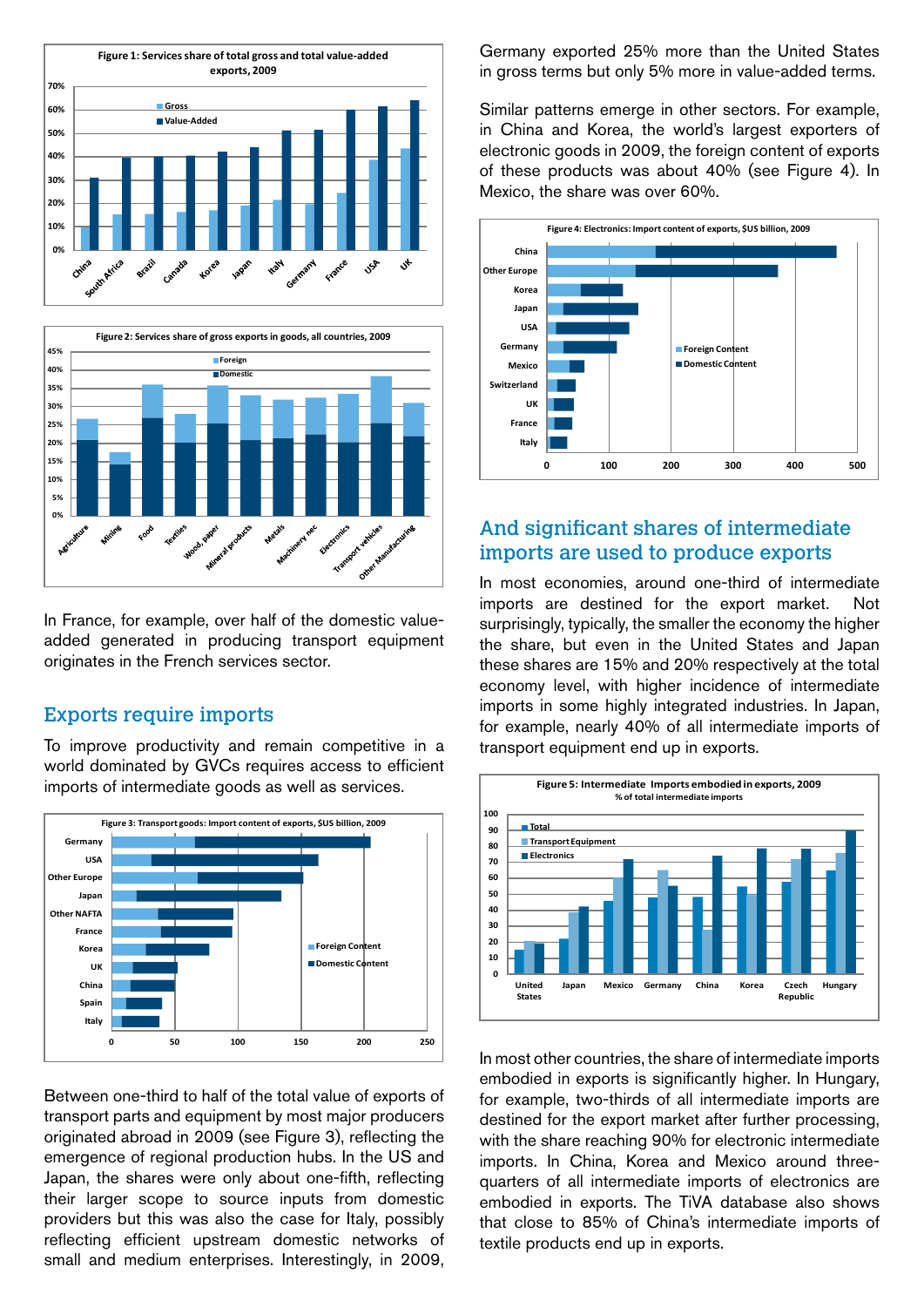Figure 1: Services share of total gross and total value-added exports, 2009

Figure 2: Services share of gross exports in goods, all countries, 2009

In France, for example, over half of the domestic value-added generated in producing transport equipment originates in the French services sector.

## Exports require imports

To improve productivity and remain competitive in a world dominated by GVCs requires access to efficient imports of intermediate goods as well as services.

Figure 3: Transport goods: Import content of exports, $US billion, 2009

Between one-third to half of the total value of exports of transport parts and equipment by most major producers originated abroad in 2009 (see Figure 3), reflecting the emergence of regional production hubs. In the US and Japan, the shares were only about one-fifth, reflecting their larger scope to source inputs from domestic providers but this was also the case for Italy, possibly reflecting efficient upstream domestic networks of small and medium enterprises. Interestingly, in 2009, Germany exported 25% more than the United States in gross terms but only 5% more in value-added terms.

Similar patterns emerge in other sectors. For example, in China and Korea, the world's largest exporters of electronic goods in 2009, the foreign content of exports of these products was about 40% (see Figure 4). In Mexico, the share was over 60%.

Figure 4: Electronics: Import content of exports, $US billion, 2009

## And significant shares of intermediate imports are used to produce exports

In most economies, around one-third of intermediate imports are destined for the export market. Not surprisingly, typically, the smaller the economy the higher the share, but even in the United States and Japan these shares are 15% and 20% respectively at the total economy level, with higher incidence of intermediate imports in some highly integrated industries. In Japan, for example, nearly 40% of all intermediate imports of transport equipment end up in exports.

Figure 5: Intermediate Imports embodied in exports, 2009
% of total intermediate imports

In most other countries, the share of intermediate imports embodied in exports is significantly higher. In Hungary, for example, two-thirds of all intermediate imports are destined for the export market after further processing, with the share reaching 90% for electronic intermediate imports. In China, Korea and Mexico around three-quarters of all intermediate imports of electronics are embodied in exports. The TiVA database also shows that close to 85% of China's intermediate imports of textile products end up in exports.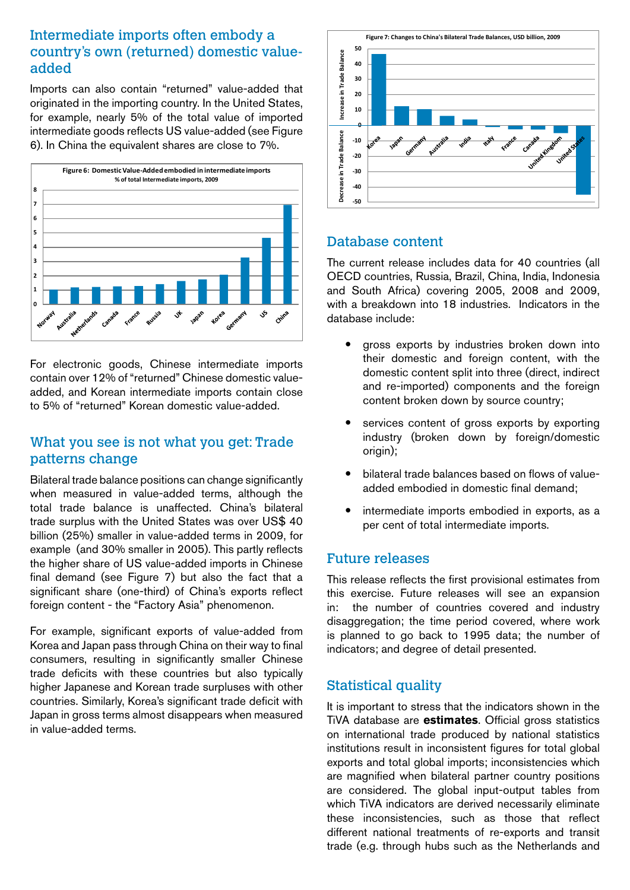## Intermediate imports often embody a country's own (returned) domestic value-added

Imports can also contain "returned" value-added that originated in the importing country. In the United States, for example, nearly 5% of the total value of imported intermediate goods reflects US value-added (see Figure 6). In China the equivalent shares are close to 7%.

**Figure 6: Domestic Value-Added embodied in intermediate imports**
**% of total Intermediate imports, 2009**

For electronic goods, Chinese intermediate imports contain over 12% of "returned" Chinese domestic value-added, and Korean intermediate imports contain close to 5% of "returned" Korean domestic value-added.

## What you see is not what you get: Trade patterns change

Bilateral trade balance positions can change significantly when measured in value-added terms, although the total trade balance is unaffected. China's bilateral trade surplus with the United States was over US$ 40 billion (25%) smaller in value-added terms in 2009, for example (and 30% smaller in 2005). This partly reflects the higher share of US value-added imports in Chinese final demand (see Figure 7) but also the fact that a significant share (one-third) of China's exports reflect foreign content - the "Factory Asia" phenomenon.

For example, significant exports of value-added from Korea and Japan pass through China on their way to final consumers, resulting in significantly smaller Chinese trade deficits with these countries but also typically higher Japanese and Korean trade surpluses with other countries. Similarly, Korea's significant trade deficit with Japan in gross terms almost disappears when measured in value-added terms.

**Figure 7: Changes to China's Bilateral Trade Balances, USD billion, 2009**

## Database content

The current release includes data for 40 countries (all OECD countries, Russia, Brazil, China, India, Indonesia and South Africa) covering 2005, 2008 and 2009, with a breakdown into 18 industries. Indicators in the database include:

- gross exports by industries broken down into their domestic and foreign content, with the domestic content split into three (direct, indirect and re-imported) components and the foreign content broken down by source country;
- services content of gross exports by exporting industry (broken down by foreign/domestic origin);
- bilateral trade balances based on flows of value-added embodied in domestic final demand;
- intermediate imports embodied in exports, as a per cent of total intermediate imports.

## Future releases

This release reflects the first provisional estimates from this exercise. Future releases will see an expansion in: the number of countries covered and industry disaggregation; the time period covered, where work is planned to go back to 1995 data; the number of indicators; and degree of detail presented.

## Statistical quality

It is important to stress that the indicators shown in the TiVA database are **estimates**. Official gross statistics on international trade produced by national statistics institutions result in inconsistent figures for total global exports and total global imports; inconsistencies which are magnified when bilateral partner country positions are considered. The global input-output tables from which TiVA indicators are derived necessarily eliminate these inconsistencies, such as those that reflect different national treatments of re-exports and transit trade (e.g. through hubs such as the Netherlands and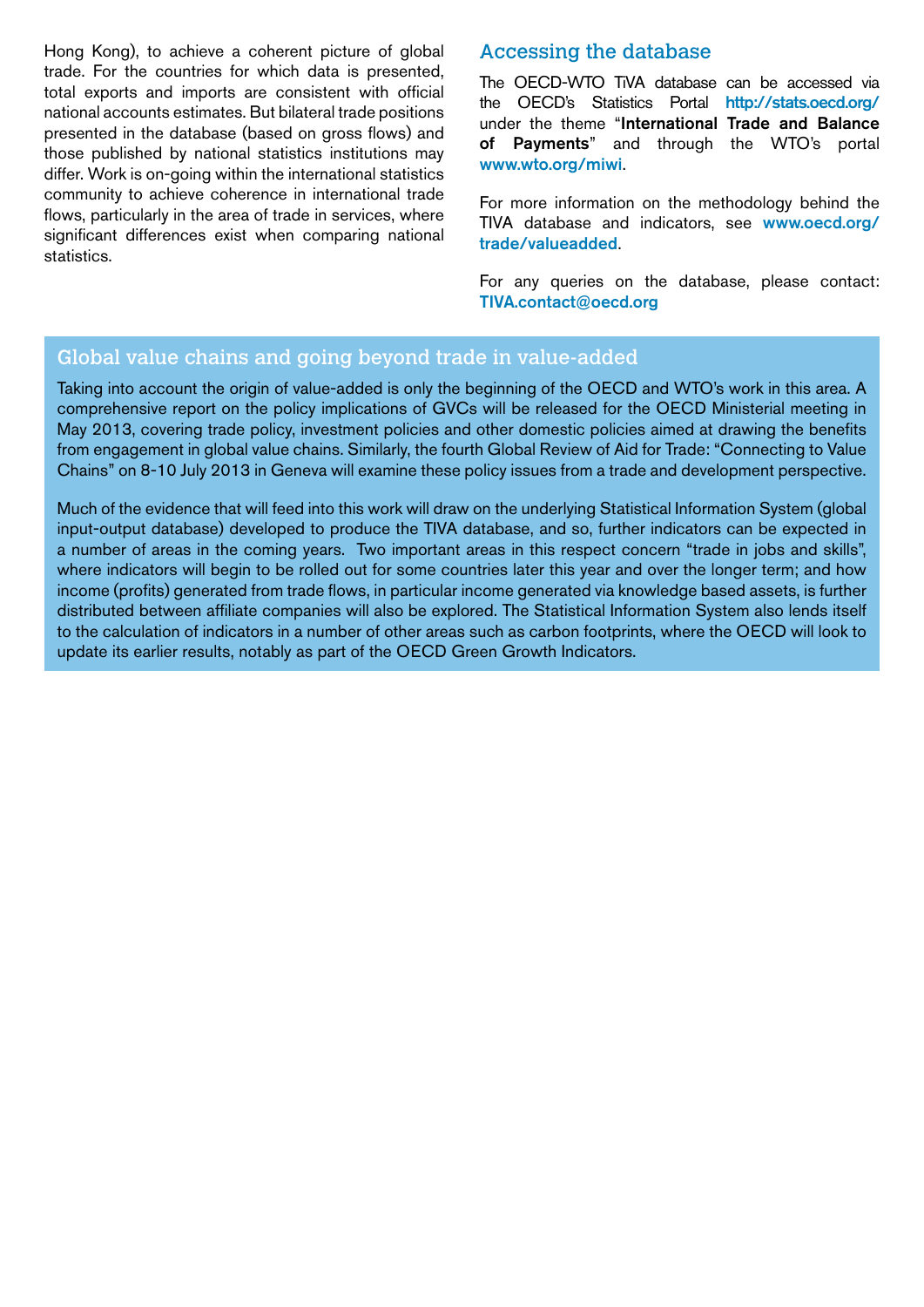Hong Kong), to achieve a coherent picture of global trade. For the countries for which data is presented, total exports and imports are consistent with official national accounts estimates. But bilateral trade positions presented in the database (based on gross flows) and those published by national statistics institutions may differ. Work is on-going within the international statistics community to achieve coherence in international trade flows, particularly in the area of trade in services, where significant differences exist when comparing national statistics.

## Accessing the database

The OECD-WTO TiVA database can be accessed via the OECD's Statistics Portal http://stats.oecd.org/ under the theme "**International Trade and Balance of Payments**" and through the WTO's portal www.wto.org/miwi.

For more information on the methodology behind the TIVA database and indicators, see www.oecd.org/trade/valueadded.

For any queries on the database, please contact: TIVA.contact@oecd.org

## Global value chains and going beyond trade in value-added

Taking into account the origin of value-added is only the beginning of the OECD and WTO's work in this area. A comprehensive report on the policy implications of GVCs will be released for the OECD Ministerial meeting in May 2013, covering trade policy, investment policies and other domestic policies aimed at drawing the benefits from engagement in global value chains. Similarly, the fourth Global Review of Aid for Trade: "Connecting to Value Chains" on 8-10 July 2013 in Geneva will examine these policy issues from a trade and development perspective.

Much of the evidence that will feed into this work will draw on the underlying Statistical Information System (global input-output database) developed to produce the TIVA database, and so, further indicators can be expected in a number of areas in the coming years. Two important areas in this respect concern "trade in jobs and skills", where indicators will begin to be rolled out for some countries later this year and over the longer term; and how income (profits) generated from trade flows, in particular income generated via knowledge based assets, is further distributed between affiliate companies will also be explored. The Statistical Information System also lends itself to the calculation of indicators in a number of other areas such as carbon footprints, where the OECD will look to update its earlier results, notably as part of the OECD Green Growth Indicators.